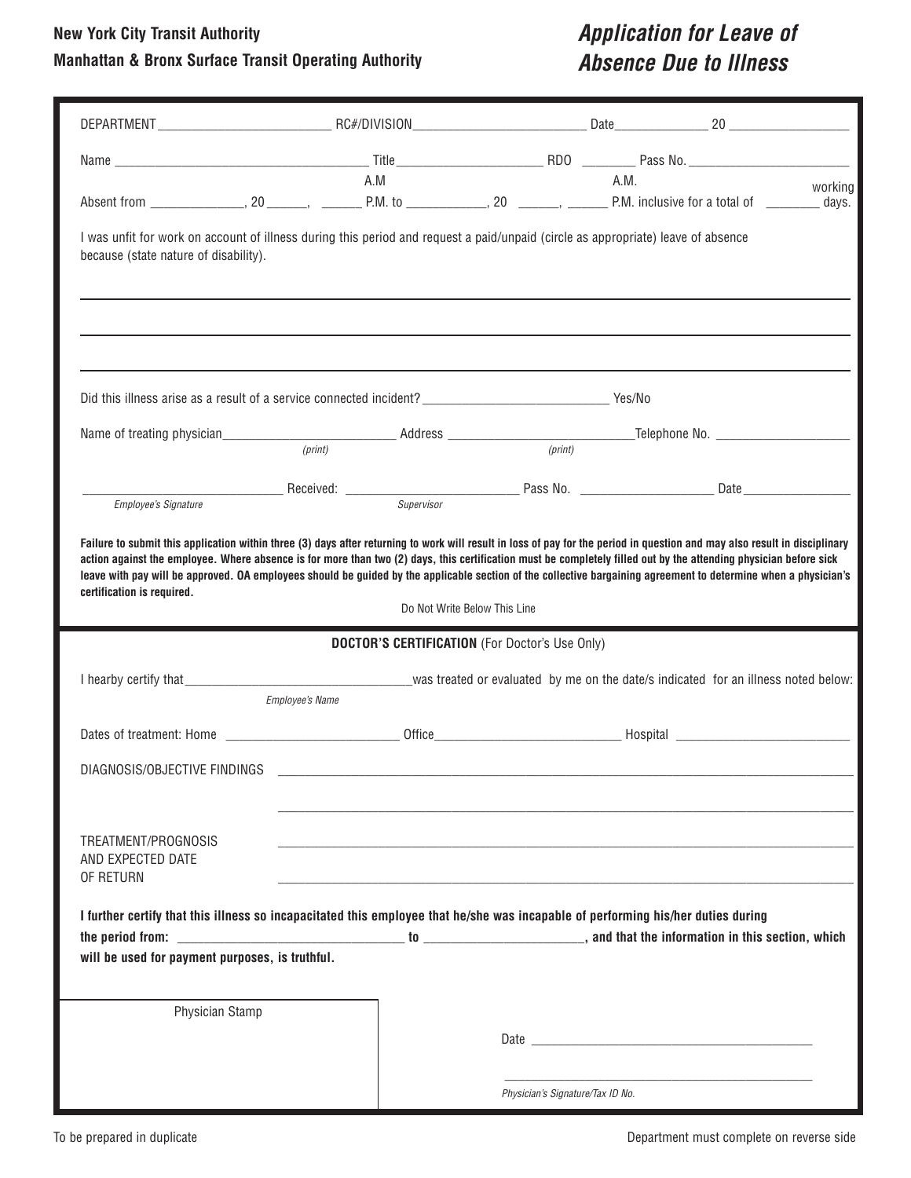**New York City Transit Authority**
**Manhattan & Bronx Surface Transit Operating Authority**

# *Application for Leave of Absence Due to Illness*

DEPARTMENT _________________________ RC#/DIVISION _________________________ Date______________ 20 _________________

Name _____________________________________ Title_____________________ RDO ________ Pass No. _______________________

Absent from ______________, 20 ______, ______ A.M / P.M. to ____________, 20 ______, ______ A.M. / P.M. inclusive for a total of ________ working days.

I was unfit for work on account of illness during this period and request a paid/unpaid (circle as appropriate) leave of absence because (state nature of disability).

_______________________________________________________________________________

_______________________________________________________________________________

_______________________________________________________________________________

Did this illness arise as a result of a service connected incident? ___________________________ Yes/No

Name of treating physician_________________________ *(print)* Address ___________________________ *(print)* Telephone No. ____________________

_____________________________ *Employee's Signature* Received: ________________________ *Supervisor* Pass No. ___________________ Date________________

**Failure to submit this application within three (3) days after returning to work will result in loss of pay for the period in question and may also result in disciplinary action against the employee. Where absence is for more than two (2) days, this certification must be completely filled out by the attending physician before sick leave with pay will be approved. OA employees should be guided by the applicable section of the collective bargaining agreement to determine when a physician's certification is required.**

Do Not Write Below This Line

---

**DOCTOR'S CERTIFICATION** (For Doctor's Use Only)

I hearby certify that_________________________________ *Employee's Name* was treated or evaluated by me on the date/s indicated for an illness noted below:

Dates of treatment: Home _________________________ Office___________________________ Hospital _________________________

DIAGNOSIS/OBJECTIVE FINDINGS _______________________________________________________________________________

_______________________________________________________________________________

TREATMENT/PROGNOSIS AND EXPECTED DATE OF RETURN _______________________________________________________________________________

_______________________________________________________________________________

**I further certify that this illness so incapacitated this employee that he/she was incapable of performing his/her duties during the period from: _________________________________ to _______________________, and that the information in this section, which will be used for payment purposes, is truthful.**

Physician Stamp

Date _________________________________________

_______________________________________________
*Physician's Signature/Tax ID No.*

To be prepared in duplicate

Department must complete on reverse side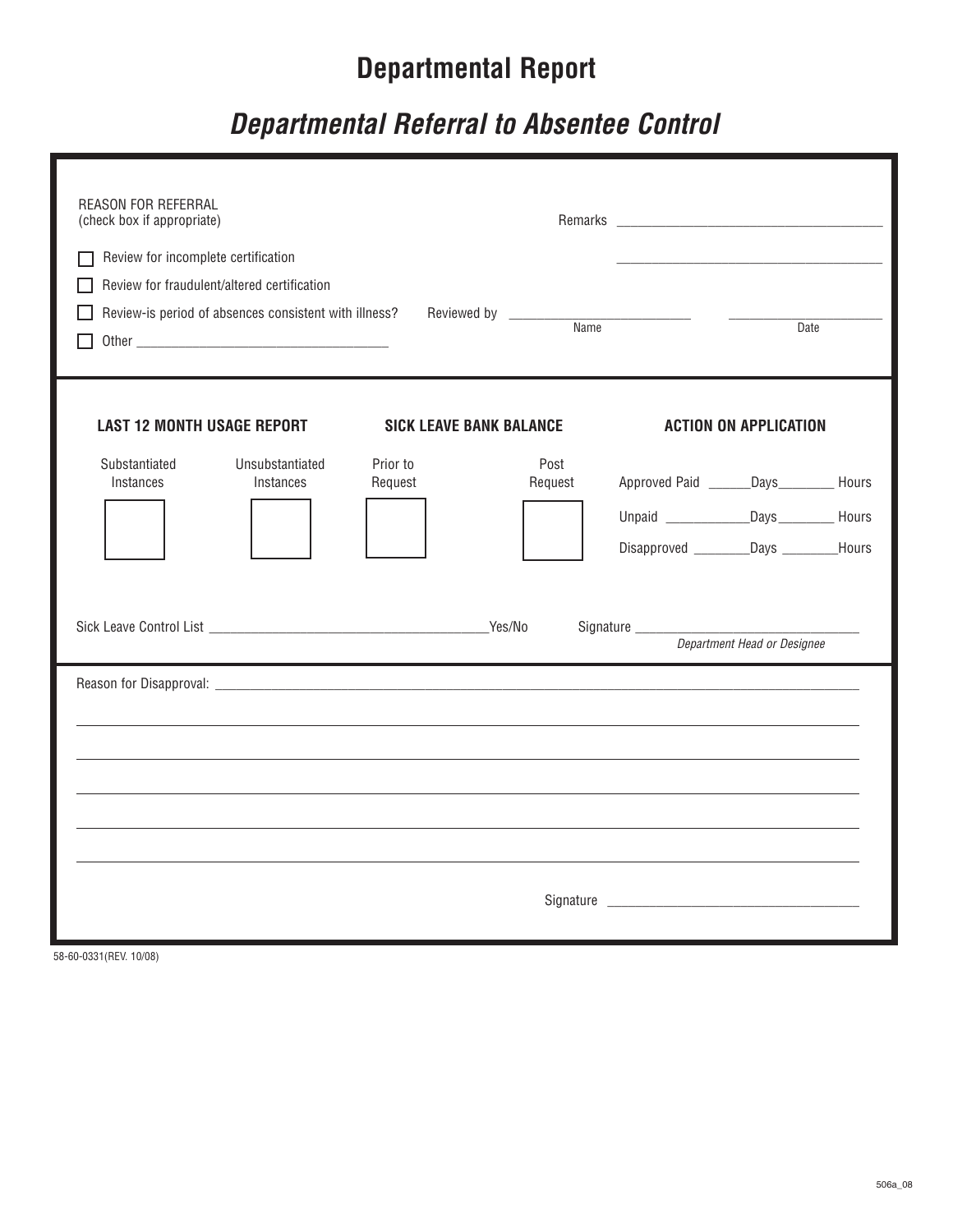# Departmental Report

## *Departmental Referral to Absentee Control*

REASON FOR REFERRAL
(check box if appropriate)

Remarks ______________________________________

______________________________________

- ☐ Review for incomplete certification
- ☐ Review for fraudulent/altered certification
- ☐ Review-is period of absences consistent with illness?
- ☐ Other ______________________________________

Reviewed by __________________________ (Name) ______________________ (Date)

| LAST 12 MONTH USAGE REPORT | | SICK LEAVE BANK BALANCE | | ACTION ON APPLICATION |
|---|---|---|---|---|
| Substantiated Instances | Unsubstantiated Instances | Prior to Request | Post Request | Approved Paid ______Days________ Hours |
| | | | | Unpaid ____________Days________ Hours |
| | | | | Disapproved ________Days ________Hours |

Sick Leave Control List ______________________________________Yes/No

Signature ______________________________
*Department Head or Designee*

Reason for Disapproval: ______________________________________________________________________________________

______________________________________________________________________________________

______________________________________________________________________________________

______________________________________________________________________________________

______________________________________________________________________________________

______________________________________________________________________________________

Signature ____________________________________

58-60-0331(REV. 10/08)

506a_08